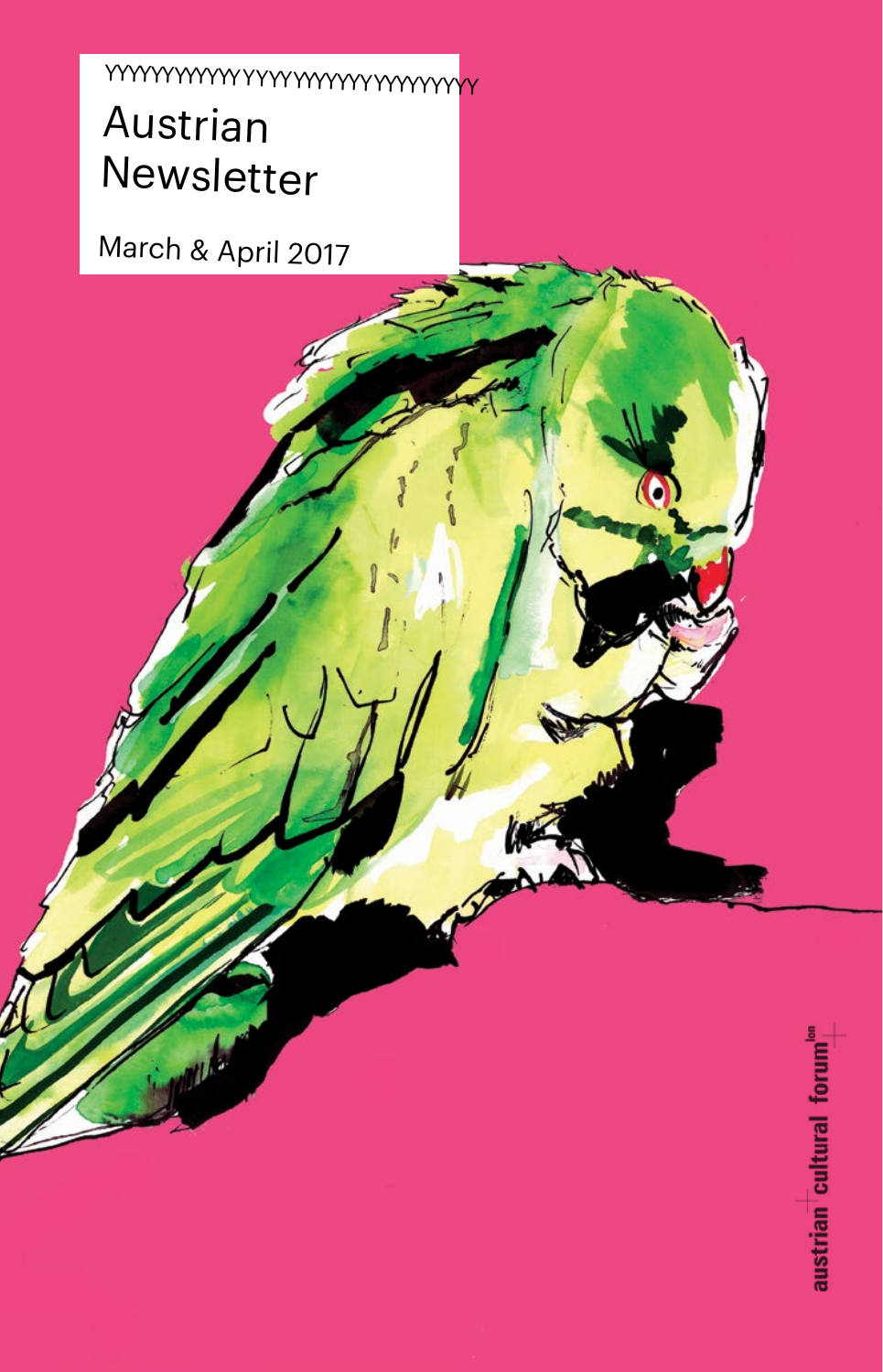# Austrian Newsletter

March & April 2017

austrian cultural forum[lon]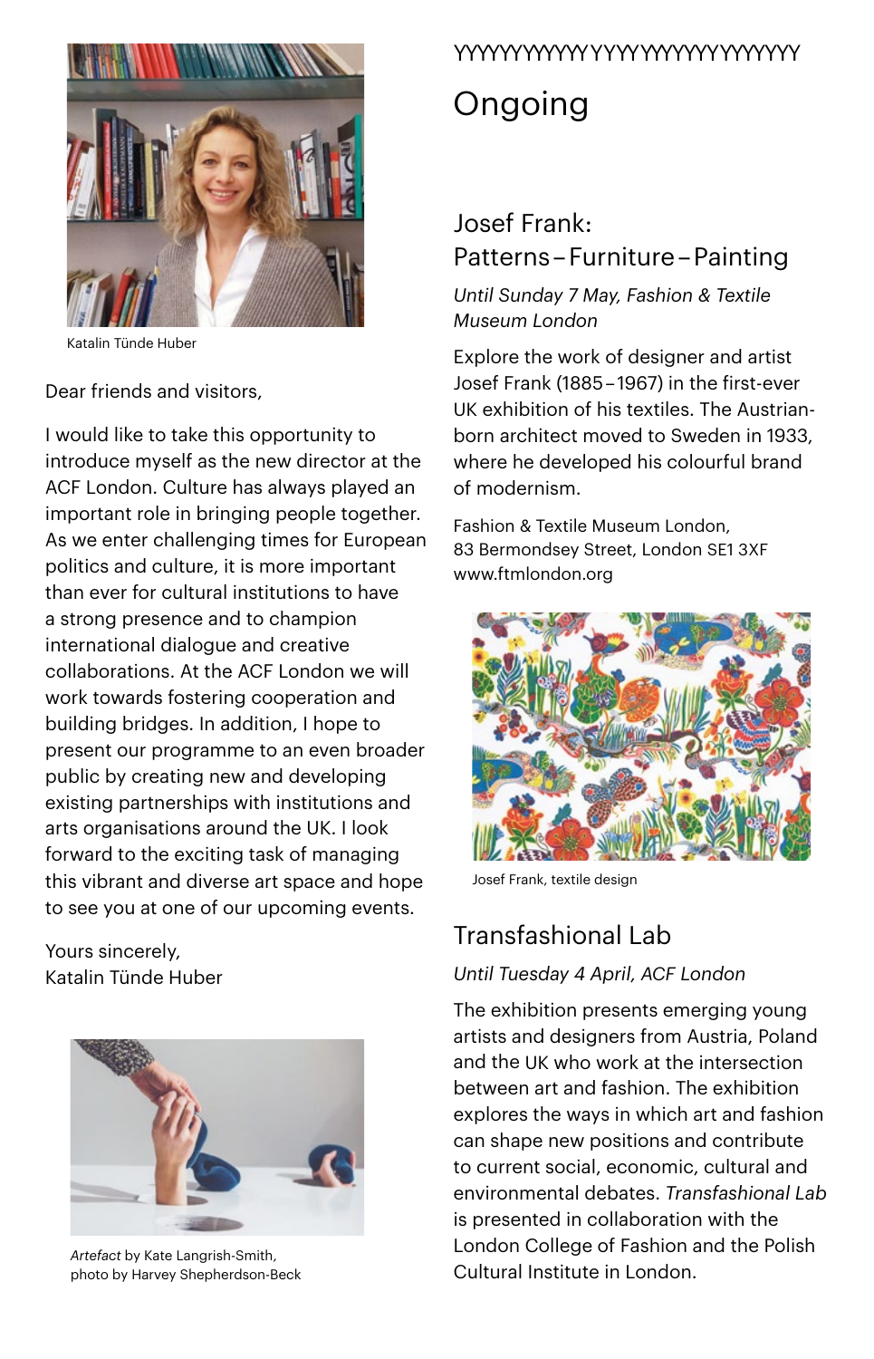Katalin Tünde Huber

Dear friends and visitors,

I would like to take this opportunity to introduce myself as the new director at the ACF London. Culture has always played an important role in bringing people together. As we enter challenging times for European politics and culture, it is more important than ever for cultural institutions to have a strong presence and to champion international dialogue and creative collaborations. At the ACF London we will work towards fostering cooperation and building bridges. In addition, I hope to present our programme to an even broader public by creating new and developing existing partnerships with institutions and arts organisations around the UK. I look forward to the exciting task of managing this vibrant and diverse art space and hope to see you at one of our upcoming events.

Yours sincerely,
Katalin Tünde Huber

*Artefact* by Kate Langrish-Smith, photo by Harvey Shepherdson-Beck

# Ongoing

## Josef Frank: Patterns – Furniture – Painting

*Until Sunday 7 May, Fashion & Textile Museum London*

Explore the work of designer and artist Josef Frank (1885 – 1967) in the first-ever UK exhibition of his textiles. The Austrian-born architect moved to Sweden in 1933, where he developed his colourful brand of modernism.

Fashion & Textile Museum London,
83 Bermondsey Street, London SE1 3XF
www.ftmlondon.org

Josef Frank, textile design

## Transfashional Lab

*Until Tuesday 4 April, ACF London*

The exhibition presents emerging young artists and designers from Austria, Poland and the UK who work at the intersection between art and fashion. The exhibition explores the ways in which art and fashion can shape new positions and contribute to current social, economic, cultural and environmental debates. *Transfashional Lab* is presented in collaboration with the London College of Fashion and the Polish Cultural Institute in London.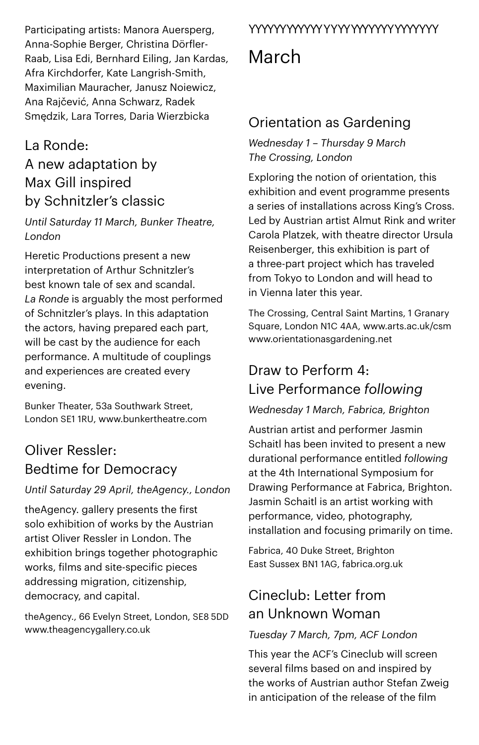Participating artists: Manora Auersperg, Anna-Sophie Berger, Christina Dörfler-Raab, Lisa Edi, Bernhard Eiling, Jan Kardas, Afra Kirchdorfer, Kate Langrish-Smith, Maximilian Mauracher, Janusz Noiewicz, Ana Rajčević, Anna Schwarz, Radek Smędzik, Lara Torres, Daria Wierzbicka

## La Ronde: A new adaptation by Max Gill inspired by Schnitzler's classic

*Until Saturday 11 March, Bunker Theatre, London*

Heretic Productions present a new interpretation of Arthur Schnitzler's best known tale of sex and scandal. *La Ronde* is arguably the most performed of Schnitzler's plays. In this adaptation the actors, having prepared each part, will be cast by the audience for each performance. A multitude of couplings and experiences are created every evening.

Bunker Theater, 53a Southwark Street, London SE1 1RU, www.bunkertheatre.com

## Oliver Ressler: Bedtime for Democracy

*Until Saturday 29 April, theAgency., London*

theAgency. gallery presents the first solo exhibition of works by the Austrian artist Oliver Ressler in London. The exhibition brings together photographic works, films and site-specific pieces addressing migration, citizenship, democracy, and capital.

theAgency., 66 Evelyn Street, London, SE8 5DD www.theagencygallery.co.uk

# March

## Orientation as Gardening

*Wednesday 1 – Thursday 9 March*
*The Crossing, London*

Exploring the notion of orientation, this exhibition and event programme presents a series of installations across King's Cross. Led by Austrian artist Almut Rink and writer Carola Platzek, with theatre director Ursula Reisenberger, this exhibition is part of a three-part project which has traveled from Tokyo to London and will head to in Vienna later this year.

The Crossing, Central Saint Martins, 1 Granary Square, London N1C 4AA, www.arts.ac.uk/csm www.orientationasgardening.net

## Draw to Perform 4: Live Performance *following*

*Wednesday 1 March, Fabrica, Brighton*

Austrian artist and performer Jasmin Schaitl has been invited to present a new durational performance entitled *following* at the 4th International Symposium for Drawing Performance at Fabrica, Brighton. Jasmin Schaitl is an artist working with performance, video, photography, installation and focusing primarily on time.

Fabrica, 40 Duke Street, Brighton East Sussex BN1 1AG, fabrica.org.uk

## Cineclub: Letter from an Unknown Woman

*Tuesday 7 March, 7pm, ACF London*

This year the ACF's Cineclub will screen several films based on and inspired by the works of Austrian author Stefan Zweig in anticipation of the release of the film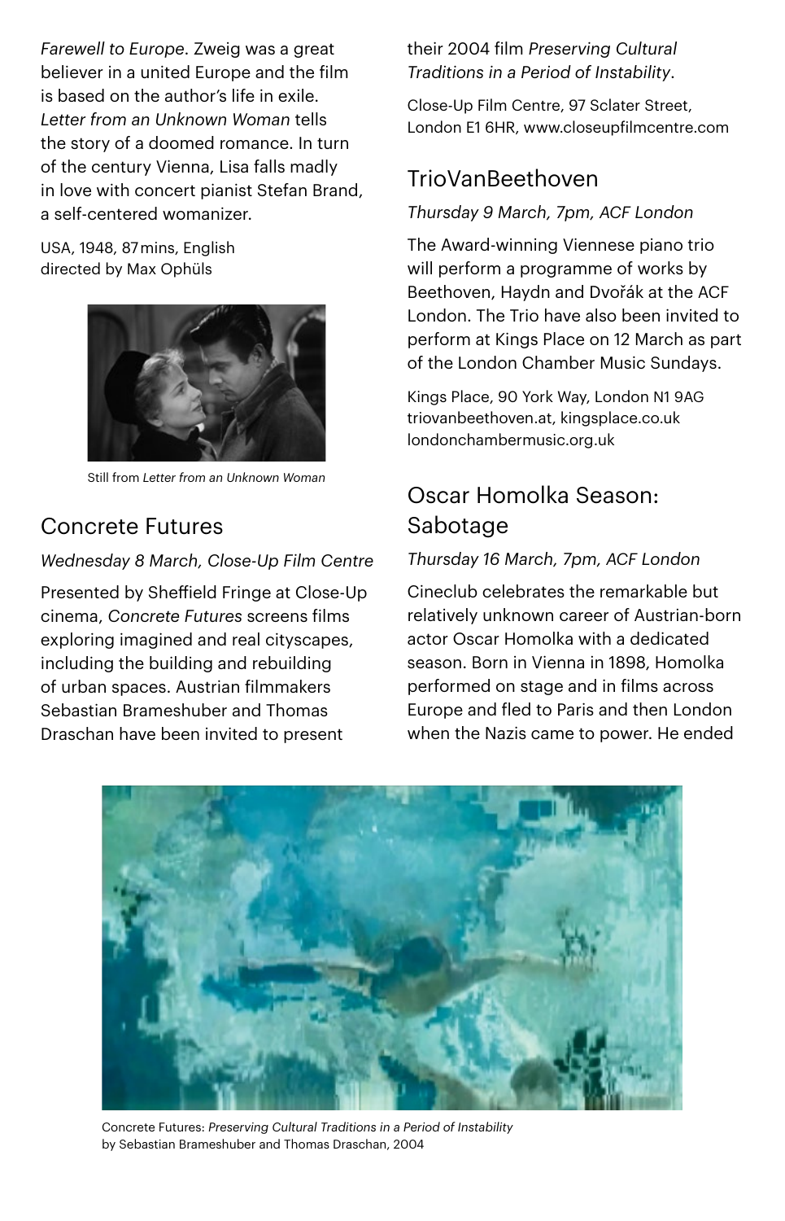*Farewell to Europe*. Zweig was a great believer in a united Europe and the film is based on the author's life in exile. *Letter from an Unknown Woman* tells the story of a doomed romance. In turn of the century Vienna, Lisa falls madly in love with concert pianist Stefan Brand, a self-centered womanizer.

USA, 1948, 87 mins, English
directed by Max Ophüls

Still from *Letter from an Unknown Woman*

## Concrete Futures

*Wednesday 8 March, Close-Up Film Centre*

Presented by Sheffield Fringe at Close-Up cinema, *Concrete Futures* screens films exploring imagined and real cityscapes, including the building and rebuilding of urban spaces. Austrian filmmakers Sebastian Brameshuber and Thomas Draschan have been invited to present their 2004 film *Preserving Cultural Traditions in a Period of Instability*.

Close-Up Film Centre, 97 Sclater Street, London E1 6HR, www.closeupfilmcentre.com

## TrioVanBeethoven

*Thursday 9 March, 7pm, ACF London*

The Award-winning Viennese piano trio will perform a programme of works by Beethoven, Haydn and Dvořák at the ACF London. The Trio have also been invited to perform at Kings Place on 12 March as part of the London Chamber Music Sundays.

Kings Place, 90 York Way, London N1 9AG
triovanbeethoven.at, kingsplace.co.uk
londonchambermusic.org.uk

## Oscar Homolka Season: Sabotage

*Thursday 16 March, 7pm, ACF London*

Cineclub celebrates the remarkable but relatively unknown career of Austrian-born actor Oscar Homolka with a dedicated season. Born in Vienna in 1898, Homolka performed on stage and in films across Europe and fled to Paris and then London when the Nazis came to power. He ended

Concrete Futures: *Preserving Cultural Traditions in a Period of Instability* by Sebastian Brameshuber and Thomas Draschan, 2004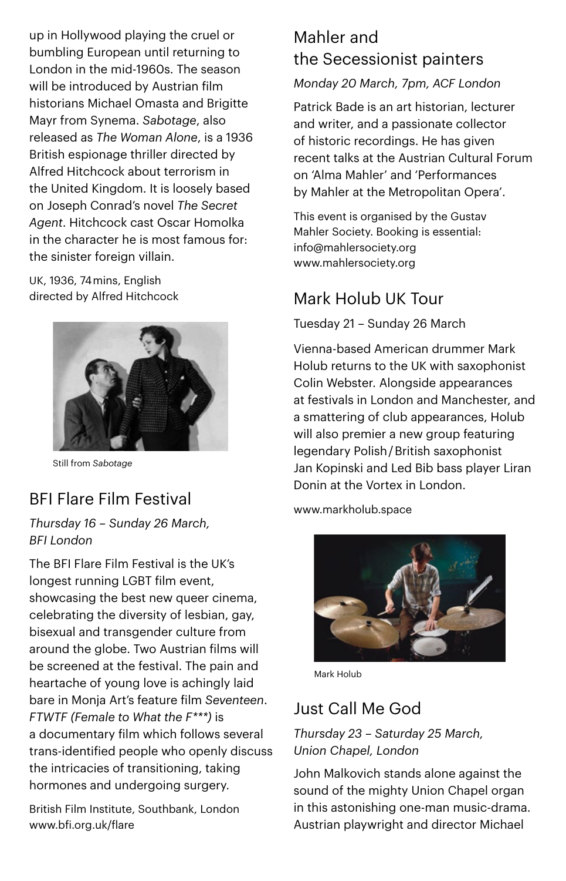up in Hollywood playing the cruel or bumbling European until returning to London in the mid-1960s. The season will be introduced by Austrian film historians Michael Omasta and Brigitte Mayr from Synema. *Sabotage*, also released as *The Woman Alone*, is a 1936 British espionage thriller directed by Alfred Hitchcock about terrorism in the United Kingdom. It is loosely based on Joseph Conrad's novel *The Secret Agent*. Hitchcock cast Oscar Homolka in the character he is most famous for: the sinister foreign villain.

UK, 1936, 74 mins, English
directed by Alfred Hitchcock

Still from *Sabotage*

## BFI Flare Film Festival

*Thursday 16 – Sunday 26 March, BFI London*

The BFI Flare Film Festival is the UK's longest running LGBT film event, showcasing the best new queer cinema, celebrating the diversity of lesbian, gay, bisexual and transgender culture from around the globe. Two Austrian films will be screened at the festival. The pain and heartache of young love is achingly laid bare in Monja Art's feature film *Seventeen*. *FTWTF (Female to What the F***)* is a documentary film which follows several trans-identified people who openly discuss the intricacies of transitioning, taking hormones and undergoing surgery.

British Film Institute, Southbank, London
www.bfi.org.uk/flare

## Mahler and the Secessionist painters

*Monday 20 March, 7pm, ACF London*

Patrick Bade is an art historian, lecturer and writer, and a passionate collector of historic recordings. He has given recent talks at the Austrian Cultural Forum on 'Alma Mahler' and 'Performances by Mahler at the Metropolitan Opera'.

This event is organised by the Gustav Mahler Society. Booking is essential:
info@mahlersociety.org
www.mahlersociety.org

## Mark Holub UK Tour

Tuesday 21 – Sunday 26 March

Vienna-based American drummer Mark Holub returns to the UK with saxophonist Colin Webster. Alongside appearances at festivals in London and Manchester, and a smattering of club appearances, Holub will also premier a new group featuring legendary Polish / British saxophonist Jan Kopinski and Led Bib bass player Liran Donin at the Vortex in London.

www.markholub.space

Mark Holub

## Just Call Me God

*Thursday 23 – Saturday 25 March, Union Chapel, London*

John Malkovich stands alone against the sound of the mighty Union Chapel organ in this astonishing one-man music-drama. Austrian playwright and director Michael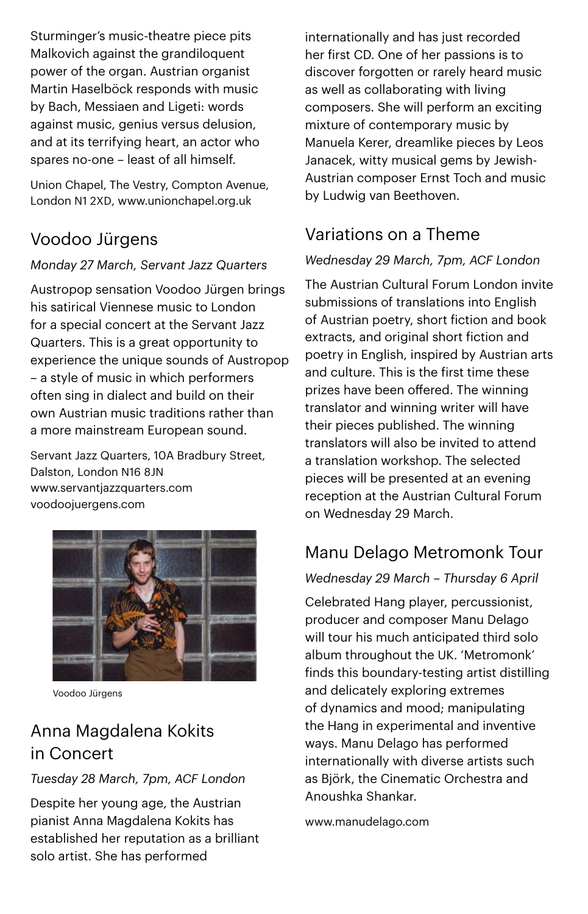Sturminger's music-theatre piece pits Malkovich against the grandiloquent power of the organ. Austrian organist Martin Haselböck responds with music by Bach, Messiaen and Ligeti: words against music, genius versus delusion, and at its terrifying heart, an actor who spares no-one – least of all himself.

Union Chapel, The Vestry, Compton Avenue, London N1 2XD, www.unionchapel.org.uk

## Voodoo Jürgens

*Monday 27 March, Servant Jazz Quarters*

Austropop sensation Voodoo Jürgen brings his satirical Viennese music to London for a special concert at the Servant Jazz Quarters. This is a great opportunity to experience the unique sounds of Austropop – a style of music in which performers often sing in dialect and build on their own Austrian music traditions rather than a more mainstream European sound.

Servant Jazz Quarters, 10A Bradbury Street, Dalston, London N16 8JN
www.servantjazzquarters.com
voodoojuergens.com

Voodoo Jürgens

## Anna Magdalena Kokits in Concert

*Tuesday 28 March, 7pm, ACF London*

Despite her young age, the Austrian pianist Anna Magdalena Kokits has established her reputation as a brilliant solo artist. She has performed internationally and has just recorded her first CD. One of her passions is to discover forgotten or rarely heard music as well as collaborating with living composers. She will perform an exciting mixture of contemporary music by Manuela Kerer, dreamlike pieces by Leos Janacek, witty musical gems by Jewish-Austrian composer Ernst Toch and music by Ludwig van Beethoven.

## Variations on a Theme

*Wednesday 29 March, 7pm, ACF London*

The Austrian Cultural Forum London invite submissions of translations into English of Austrian poetry, short fiction and book extracts, and original short fiction and poetry in English, inspired by Austrian arts and culture. This is the first time these prizes have been offered. The winning translator and winning writer will have their pieces published. The winning translators will also be invited to attend a translation workshop. The selected pieces will be presented at an evening reception at the Austrian Cultural Forum on Wednesday 29 March.

## Manu Delago Metromonk Tour

*Wednesday 29 March – Thursday 6 April*

Celebrated Hang player, percussionist, producer and composer Manu Delago will tour his much anticipated third solo album throughout the UK. 'Metromonk' finds this boundary-testing artist distilling and delicately exploring extremes of dynamics and mood; manipulating the Hang in experimental and inventive ways. Manu Delago has performed internationally with diverse artists such as Björk, the Cinematic Orchestra and Anoushka Shankar.

www.manudelago.com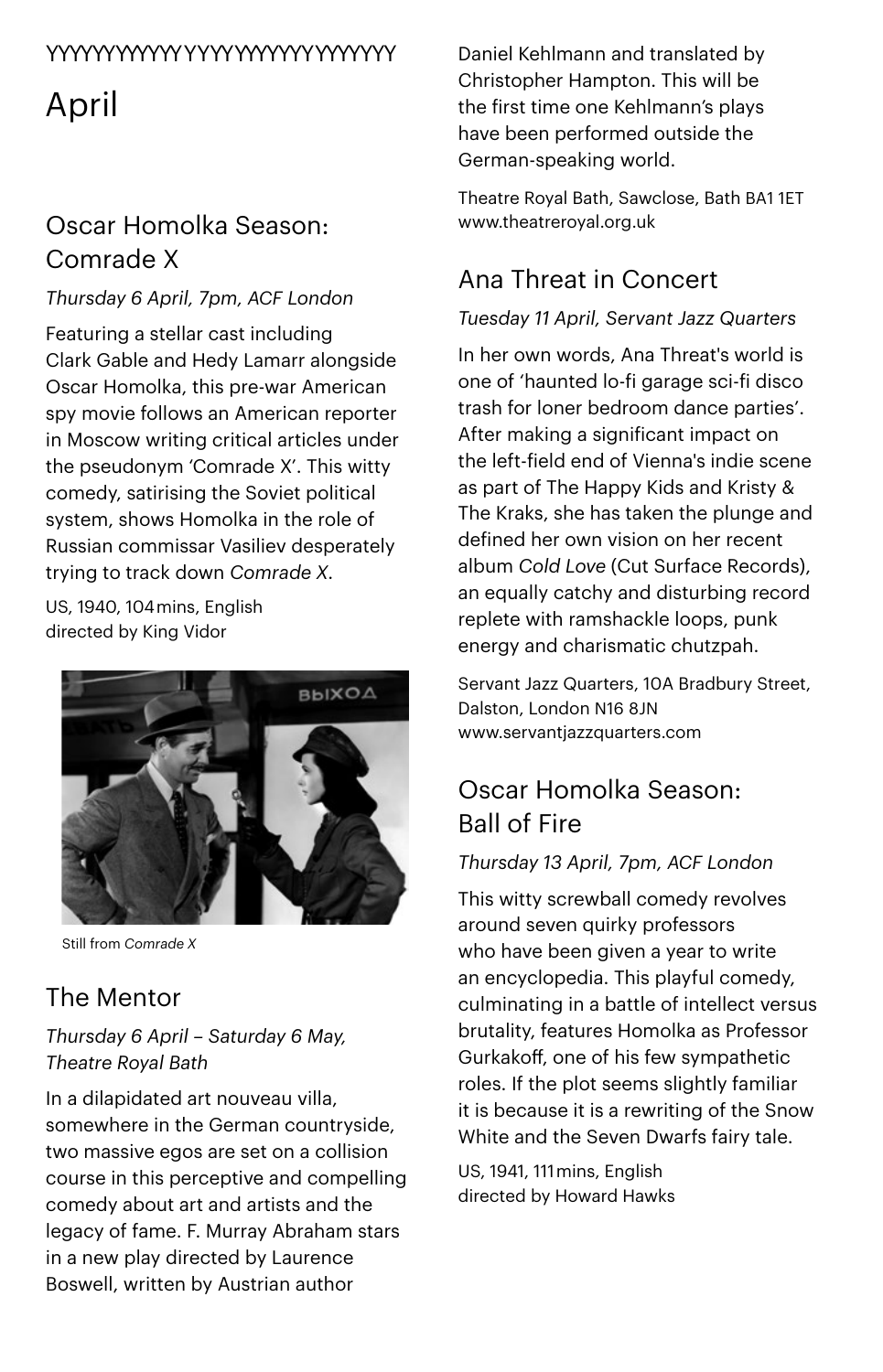YYYYYYYYYYY YYYY YYYYYYY YYYYYYY

# April

## Oscar Homolka Season: Comrade X

*Thursday 6 April, 7pm, ACF London*

Featuring a stellar cast including Clark Gable and Hedy Lamarr alongside Oscar Homolka, this pre-war American spy movie follows an American reporter in Moscow writing critical articles under the pseudonym 'Comrade X'. This witty comedy, satirising the Soviet political system, shows Homolka in the role of Russian commissar Vasiliev desperately trying to track down *Comrade X*.

US, 1940, 104 mins, English
directed by King Vidor

Still from *Comrade X*

## The Mentor

*Thursday 6 April – Saturday 6 May, Theatre Royal Bath*

In a dilapidated art nouveau villa, somewhere in the German countryside, two massive egos are set on a collision course in this perceptive and compelling comedy about art and artists and the legacy of fame. F. Murray Abraham stars in a new play directed by Laurence Boswell, written by Austrian author Daniel Kehlmann and translated by Christopher Hampton. This will be the first time one Kehlmann's plays have been performed outside the German-speaking world.

Theatre Royal Bath, Sawclose, Bath BA1 1ET
www.theatreroyal.org.uk

## Ana Threat in Concert

*Tuesday 11 April, Servant Jazz Quarters*

In her own words, Ana Threat's world is one of 'haunted lo-fi garage sci-fi disco trash for loner bedroom dance parties'. After making a significant impact on the left-field end of Vienna's indie scene as part of The Happy Kids and Kristy & The Kraks, she has taken the plunge and defined her own vision on her recent album *Cold Love* (Cut Surface Records), an equally catchy and disturbing record replete with ramshackle loops, punk energy and charismatic chutzpah.

Servant Jazz Quarters, 10A Bradbury Street, Dalston, London N16 8JN
www.servantjazzquarters.com

## Oscar Homolka Season: Ball of Fire

*Thursday 13 April, 7pm, ACF London*

This witty screwball comedy revolves around seven quirky professors who have been given a year to write an encyclopedia. This playful comedy, culminating in a battle of intellect versus brutality, features Homolka as Professor Gurkakoff, one of his few sympathetic roles. If the plot seems slightly familiar it is because it is a rewriting of the Snow White and the Seven Dwarfs fairy tale.

US, 1941, 111 mins, English
directed by Howard Hawks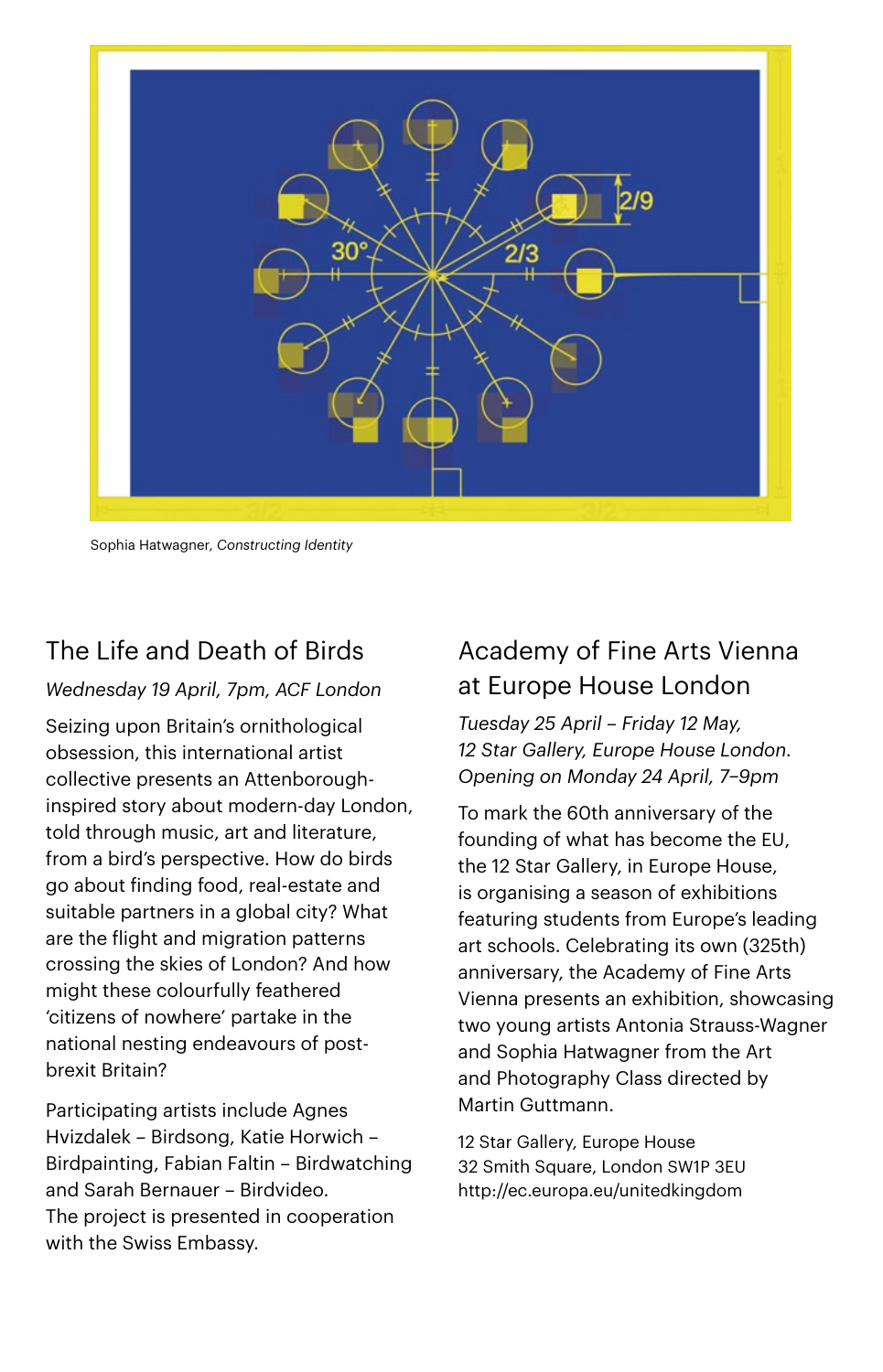Sophia Hatwagner, *Constructing Identity*

## The Life and Death of Birds

*Wednesday 19 April, 7pm, ACF London*

Seizing upon Britain's ornithological obsession, this international artist collective presents an Attenborough-inspired story about modern-day London, told through music, art and literature, from a bird's perspective. How do birds go about finding food, real-estate and suitable partners in a global city? What are the flight and migration patterns crossing the skies of London? And how might these colourfully feathered 'citizens of nowhere' partake in the national nesting endeavours of post-brexit Britain?

Participating artists include Agnes Hvizdalek – Birdsong, Katie Horwich – Birdpainting, Fabian Faltin – Birdwatching and Sarah Bernauer – Birdvideo.
The project is presented in cooperation with the Swiss Embassy.

## Academy of Fine Arts Vienna at Europe House London

*Tuesday 25 April – Friday 12 May,*
*12 Star Gallery, Europe House London.*
*Opening on Monday 24 April, 7–9pm*

To mark the 60th anniversary of the founding of what has become the EU, the 12 Star Gallery, in Europe House, is organising a season of exhibitions featuring students from Europe's leading art schools. Celebrating its own (325th) anniversary, the Academy of Fine Arts Vienna presents an exhibition, showcasing two young artists Antonia Strauss-Wagner and Sophia Hatwagner from the Art and Photography Class directed by Martin Guttmann.

12 Star Gallery, Europe House
32 Smith Square, London SW1P 3EU
http://ec.europa.eu/unitedkingdom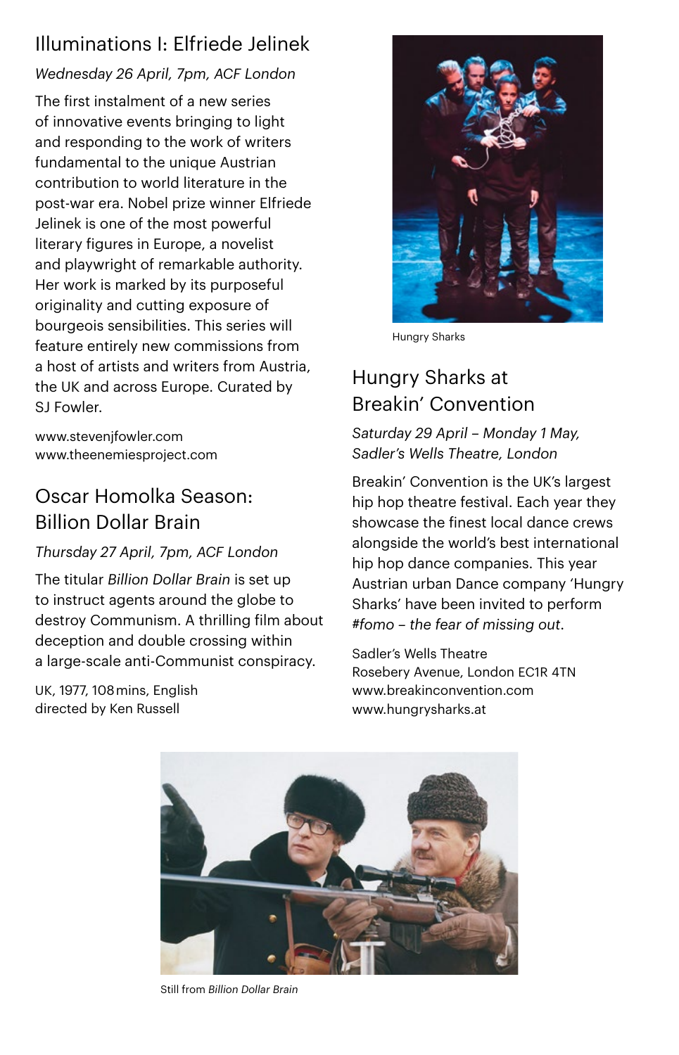## Illuminations I: Elfriede Jelinek

*Wednesday 26 April, 7pm, ACF London*

The first instalment of a new series of innovative events bringing to light and responding to the work of writers fundamental to the unique Austrian contribution to world literature in the post-war era. Nobel prize winner Elfriede Jelinek is one of the most powerful literary figures in Europe, a novelist and playwright of remarkable authority. Her work is marked by its purposeful originality and cutting exposure of bourgeois sensibilities. This series will feature entirely new commissions from a host of artists and writers from Austria, the UK and across Europe. Curated by SJ Fowler.

www.stevenjfowler.com
www.theenemiesproject.com

## Oscar Homolka Season: Billion Dollar Brain

*Thursday 27 April, 7pm, ACF London*

The titular *Billion Dollar Brain* is set up to instruct agents around the globe to destroy Communism. A thrilling film about deception and double crossing within a large-scale anti-Communist conspiracy.

UK, 1977, 108 mins, English
directed by Ken Russell

Hungry Sharks

## Hungry Sharks at Breakin' Convention

*Saturday 29 April – Monday 1 May, Sadler's Wells Theatre, London*

Breakin' Convention is the UK's largest hip hop theatre festival. Each year they showcase the finest local dance crews alongside the world's best international hip hop dance companies. This year Austrian urban Dance company 'Hungry Sharks' have been invited to perform *#fomo – the fear of missing out*.

Sadler's Wells Theatre
Rosebery Avenue, London EC1R 4TN
www.breakinconvention.com
www.hungrysharks.at

Still from *Billion Dollar Brain*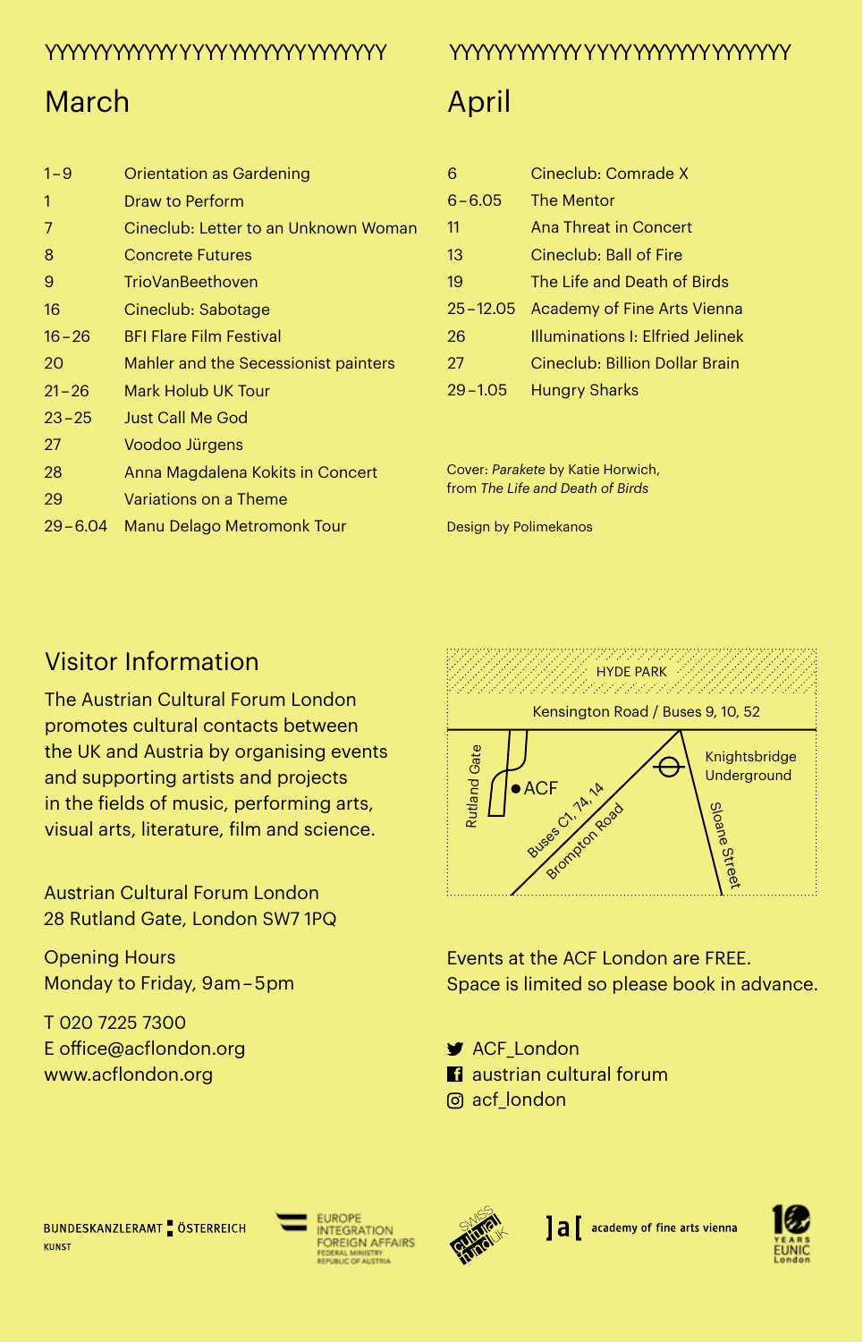YYYYYYYYYYYYYYYYYYYYYYYYYYYYYYY

## March

| | |
|---|---|
| 1–9 | Orientation as Gardening |
| 1 | Draw to Perform |
| 7 | Cineclub: Letter to an Unknown Woman |
| 8 | Concrete Futures |
| 9 | TrioVanBeethoven |
| 16 | Cineclub: Sabotage |
| 16–26 | BFI Flare Film Festival |
| 20 | Mahler and the Secessionist painters |
| 21–26 | Mark Holub UK Tour |
| 23–25 | Just Call Me God |
| 27 | Voodoo Jürgens |
| 28 | Anna Magdalena Kokits in Concert |
| 29 | Variations on a Theme |
| 29–6.04 | Manu Delago Metromonk Tour |

YYYYYYYYYYYYYYYYYYYYYYYYYYYYYYY

## April

| | |
|---|---|
| 6 | Cineclub: Comrade X |
| 6–6.05 | The Mentor |
| 11 | Ana Threat in Concert |
| 13 | Cineclub: Ball of Fire |
| 19 | The Life and Death of Birds |
| 25–12.05 | Academy of Fine Arts Vienna |
| 26 | Illuminations I: Elfried Jelinek |
| 27 | Cineclub: Billion Dollar Brain |
| 29–1.05 | Hungry Sharks |

Cover: *Parakete* by Katie Horwich, from *The Life and Death of Birds*

Design by Polimekanos

## Visitor Information

The Austrian Cultural Forum London promotes cultural contacts between the UK and Austria by organising events and supporting artists and projects in the fields of music, performing arts, visual arts, literature, film and science.

Austrian Cultural Forum London
28 Rutland Gate, London SW7 1PQ

Opening Hours
Monday to Friday, 9am–5pm

T 020 7225 7300
E office@acflondon.org
www.acflondon.org

HYDE PARK
Kensington Road / Buses 9, 10, 52
Rutland Gate
ACF
Buses C1, 74, 14
Brompton Road
Knightsbridge Underground
Sloane Street

Events at the ACF London are FREE.
Space is limited so please book in advance.

ACF_London
austrian cultural forum
acf_london

BUNDESKANZLERAMT ÖSTERREICH KUNST

EUROPE INTEGRATION FOREIGN AFFAIRS FEDERAL MINISTRY REPUBLIC OF AUSTRIA

SWISS cultural fund UK

]a[ academy of fine arts vienna

10 YEARS EUNIC London